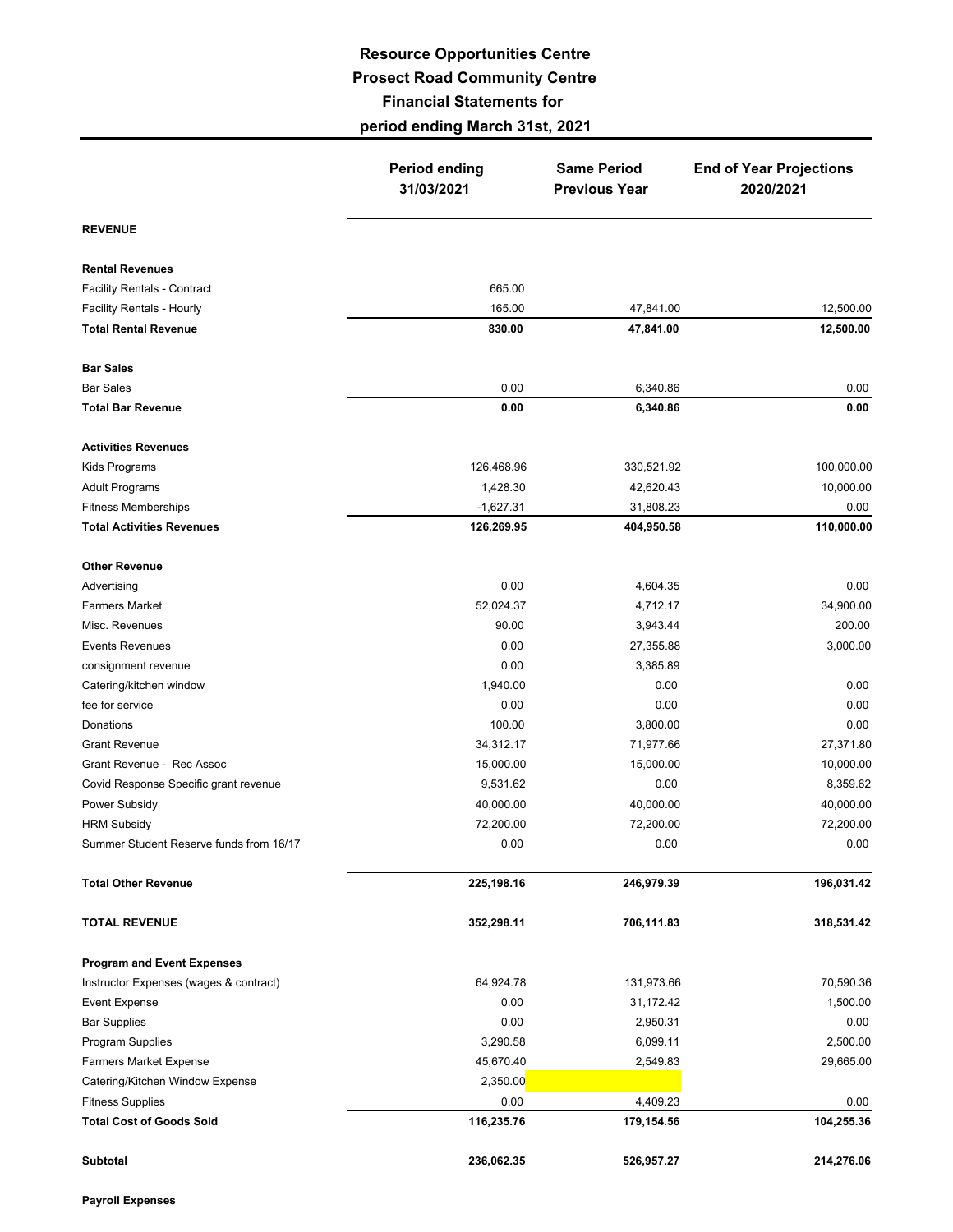# Resource Opportunities Centre

## Prosect Road Community Centre

## Financial Statements for

## period ending March 31st, 2021

| | Period ending 31/03/2021 | Same Period Previous Year | End of Year Projections 2020/2021 |
|---|---|---|---|
| **REVENUE** | | | |
| **Rental Revenues** | | | |
| Facility Rentals - Contract | 665.00 | | |
| Facility Rentals - Hourly | 165.00 | 47,841.00 | 12,500.00 |
| **Total Rental Revenue** | **830.00** | **47,841.00** | **12,500.00** |
| **Bar Sales** | | | |
| Bar Sales | 0.00 | 6,340.86 | 0.00 |
| **Total Bar Revenue** | **0.00** | **6,340.86** | **0.00** |
| **Activities Revenues** | | | |
| Kids Programs | 126,468.96 | 330,521.92 | 100,000.00 |
| Adult Programs | 1,428.30 | 42,620.43 | 10,000.00 |
| Fitness Memberships | -1,627.31 | 31,808.23 | 0.00 |
| **Total Activities Revenues** | **126,269.95** | **404,950.58** | **110,000.00** |
| **Other Revenue** | | | |
| Advertising | 0.00 | 4,604.35 | 0.00 |
| Farmers Market | 52,024.37 | 4,712.17 | 34,900.00 |
| Misc. Revenues | 90.00 | 3,943.44 | 200.00 |
| Events Revenues | 0.00 | 27,355.88 | 3,000.00 |
| consignment revenue | 0.00 | 3,385.89 | |
| Catering/kitchen window | 1,940.00 | 0.00 | 0.00 |
| fee for service | 0.00 | 0.00 | 0.00 |
| Donations | 100.00 | 3,800.00 | 0.00 |
| Grant Revenue | 34,312.17 | 71,977.66 | 27,371.80 |
| Grant Revenue - Rec Assoc | 15,000.00 | 15,000.00 | 10,000.00 |
| Covid Response Specific grant revenue | 9,531.62 | 0.00 | 8,359.62 |
| Power Subsidy | 40,000.00 | 40,000.00 | 40,000.00 |
| HRM Subsidy | 72,200.00 | 72,200.00 | 72,200.00 |
| Summer Student Reserve funds from 16/17 | 0.00 | 0.00 | 0.00 |
| **Total Other Revenue** | **225,198.16** | **246,979.39** | **196,031.42** |
| **TOTAL REVENUE** | **352,298.11** | **706,111.83** | **318,531.42** |
| **Program and Event Expenses** | | | |
| Instructor Expenses (wages & contract) | 64,924.78 | 131,973.66 | 70,590.36 |
| Event Expense | 0.00 | 31,172.42 | 1,500.00 |
| Bar Supplies | 0.00 | 2,950.31 | 0.00 |
| Program Supplies | 3,290.58 | 6,099.11 | 2,500.00 |
| Farmers Market Expense | 45,670.40 | 2,549.83 | 29,665.00 |
| Catering/Kitchen Window Expense | 2,350.00 | | |
| Fitness Supplies | 0.00 | 4,409.23 | 0.00 |
| **Total Cost of Goods Sold** | **116,235.76** | **179,154.56** | **104,255.36** |
| **Subtotal** | **236,062.35** | **526,957.27** | **214,276.06** |
| **Payroll Expenses** | | | |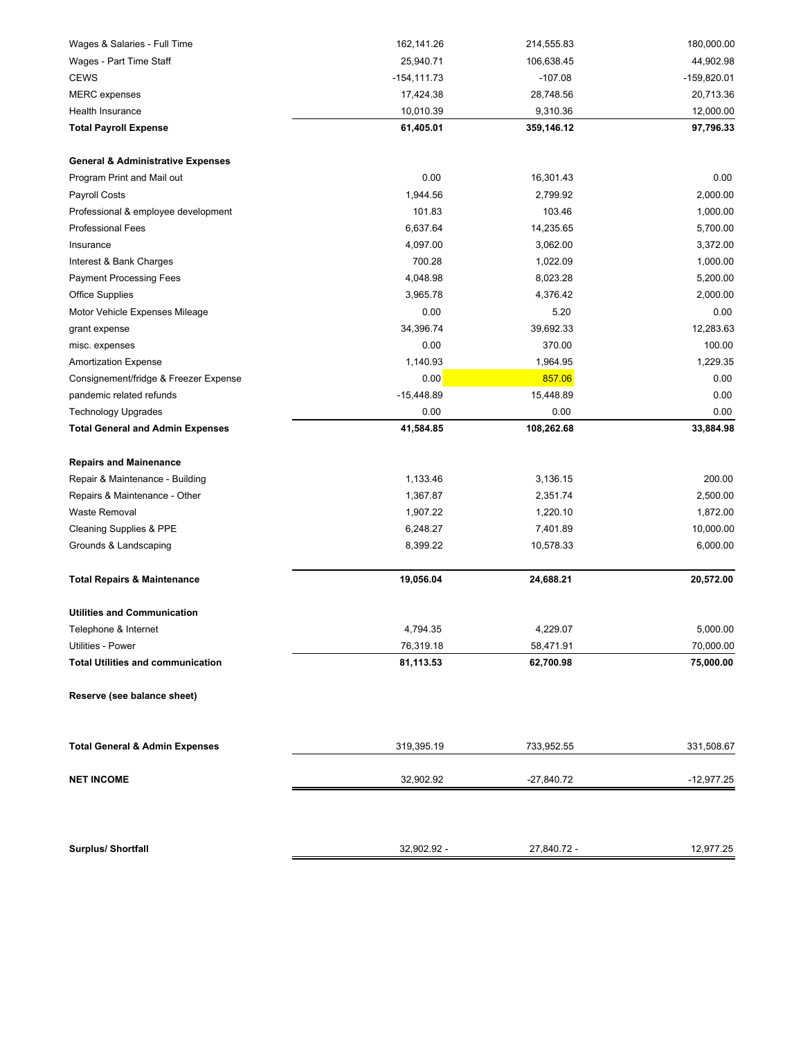| | | | |
|---|---|---|---|
| Wages & Salaries - Full Time | 162,141.26 | 214,555.83 | 180,000.00 |
| Wages - Part Time Staff | 25,940.71 | 106,638.45 | 44,902.98 |
| CEWS | -154,111.73 | -107.08 | -159,820.01 |
| MERC expenses | 17,424.38 | 28,748.56 | 20,713.36 |
| Health Insurance | 10,010.39 | 9,310.36 | 12,000.00 |
| **Total Payroll Expense** | **61,405.01** | **359,146.12** | **97,796.33** |
| | | | |
| **General & Administrative Expenses** | | | |
| Program Print and Mail out | 0.00 | 16,301.43 | 0.00 |
| Payroll Costs | 1,944.56 | 2,799.92 | 2,000.00 |
| Professional & employee development | 101.83 | 103.46 | 1,000.00 |
| Professional Fees | 6,637.64 | 14,235.65 | 5,700.00 |
| Insurance | 4,097.00 | 3,062.00 | 3,372.00 |
| Interest & Bank Charges | 700.28 | 1,022.09 | 1,000.00 |
| Payment Processing Fees | 4,048.98 | 8,023.28 | 5,200.00 |
| Office Supplies | 3,965.78 | 4,376.42 | 2,000.00 |
| Motor Vehicle Expenses Mileage | 0.00 | 5.20 | 0.00 |
| grant expense | 34,396.74 | 39,692.33 | 12,283.63 |
| misc. expenses | 0.00 | 370.00 | 100.00 |
| Amortization Expense | 1,140.93 | 1,964.95 | 1,229.35 |
| Consignement/fridge & Freezer Expense | 0.00 | 857.06 | 0.00 |
| pandemic related refunds | -15,448.89 | 15,448.89 | 0.00 |
| Technology Upgrades | 0.00 | 0.00 | 0.00 |
| **Total General and Admin Expenses** | **41,584.85** | **108,262.68** | **33,884.98** |
| | | | |
| **Repairs and Mainenance** | | | |
| Repair & Maintenance - Building | 1,133.46 | 3,136.15 | 200.00 |
| Repairs & Maintenance - Other | 1,367.87 | 2,351.74 | 2,500.00 |
| Waste Removal | 1,907.22 | 1,220.10 | 1,872.00 |
| Cleaning Supplies & PPE | 6,248.27 | 7,401.89 | 10,000.00 |
| Grounds & Landscaping | 8,399.22 | 10,578.33 | 6,000.00 |
| **Total Repairs & Maintenance** | **19,056.04** | **24,688.21** | **20,572.00** |
| | | | |
| **Utilities and Communication** | | | |
| Telephone & Internet | 4,794.35 | 4,229.07 | 5,000.00 |
| Utilities - Power | 76,319.18 | 58,471.91 | 70,000.00 |
| **Total Utilities and communication** | **81,113.53** | **62,700.98** | **75,000.00** |
| | | | |
| **Reserve (see balance sheet)** | | | |
| | | | |
| **Total General & Admin Expenses** | 319,395.19 | 733,952.55 | 331,508.67 |
| | | | |
| **NET INCOME** | 32,902.92 | -27,840.72 | -12,977.25 |
| | | | |
| **Surplus/ Shortfall** | 32,902.92 - | 27,840.72 - | 12,977.25 |